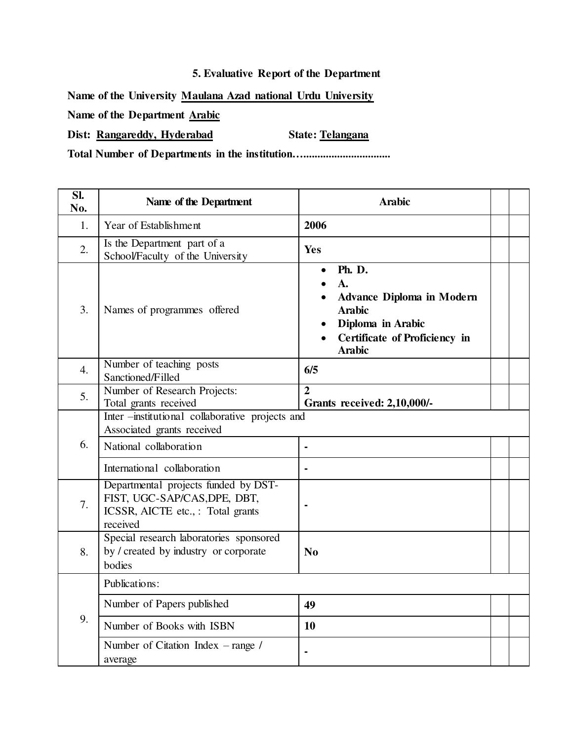### 5. Evaluative Report of the Department

**Name of the University** **Maulana Azad national Urdu University**

**Name of the Department** **Arabic**

**Dist:** **Rangareddy, Hyderabad** **State:** **Telangana**

**Total Number of Departments in the institution…...............................**

| Sl. No. | Name of the Department | Arabic | | |
|---|---|---|---|---|
| 1. | Year of Establishment | **2006** | | |
| 2. | Is the Department part of a School/Faculty of the University | **Yes** | | |
| 3. | Names of programmes offered | • **Ph. D.**<br>• **A.**<br>• **Advance Diploma in Modern Arabic**<br>• **Diploma in Arabic**<br>• **Certificate of Proficiency in Arabic** | | |
| 4. | Number of teaching posts Sanctioned/Filled | **6/5** | | |
| 5. | Number of Research Projects: Total grants received | **2**<br>**Grants received: 2,10,000/-** | | |
| 6. | Inter –institutional collaborative projects and Associated grants received | | | |
| | National collaboration | **-** | | |
| | International collaboration | **-** | | |
| 7. | Departmental projects funded by DST-FIST, UGC-SAP/CAS,DPE, DBT, ICSSR, AICTE etc., : Total grants received | **-** | | |
| 8. | Special research laboratories sponsored by / created by industry or corporate bodies | **No** | | |
| 9. | Publications: | | | |
| | Number of Papers published | **49** | | |
| | Number of Books with ISBN | **10** | | |
| | Number of Citation Index – range / average | **-** | | |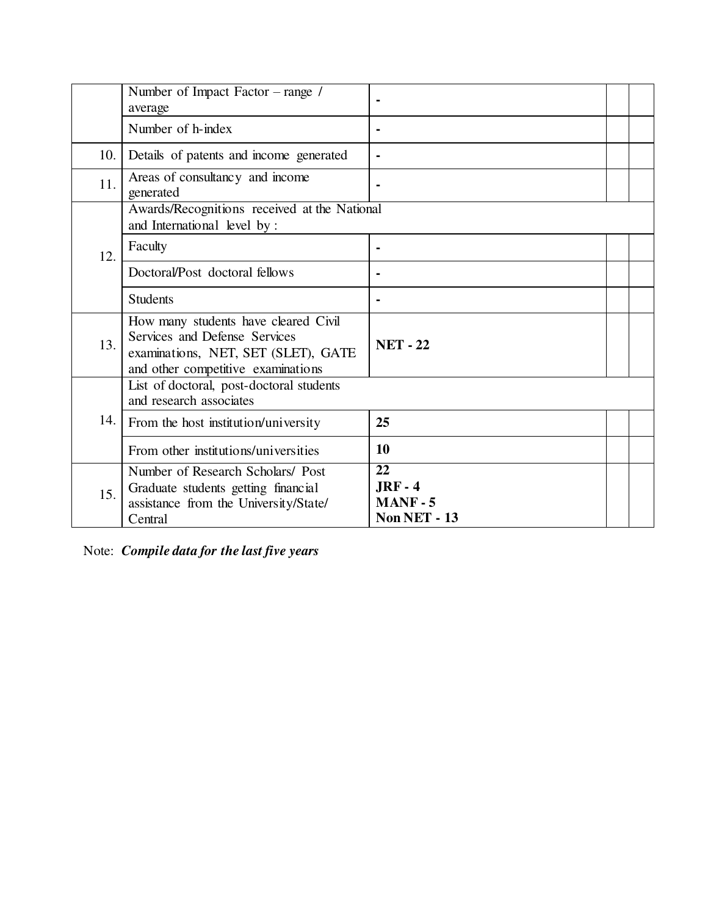| | | | | |
|---|---|---|---|---|
| | Number of Impact Factor – range / average | - | | |
| | Number of h-index | - | | |
| 10. | Details of patents and income generated | - | | |
| 11. | Areas of consultancy and income generated | - | | |
| 12. | Awards/Recognitions received at the National and International level by : | | | |
| | Faculty | - | | |
| | Doctoral/Post doctoral fellows | - | | |
| | Students | - | | |
| 13. | How many students have cleared Civil Services and Defense Services examinations, NET, SET (SLET), GATE and other competitive examinations | **NET - 22** | | |
| 14. | List of doctoral, post-doctoral students and research associates | | | |
| | From the host institution/university | **25** | | |
| | From other institutions/universities | **10** | | |
| 15. | Number of Research Scholars/ Post Graduate students getting financial assistance from the University/State/ Central | **22**<br>**JRF - 4**<br>**MANF - 5**<br>**Non NET - 13** | | |

Note: ***Compile data for the last five years***